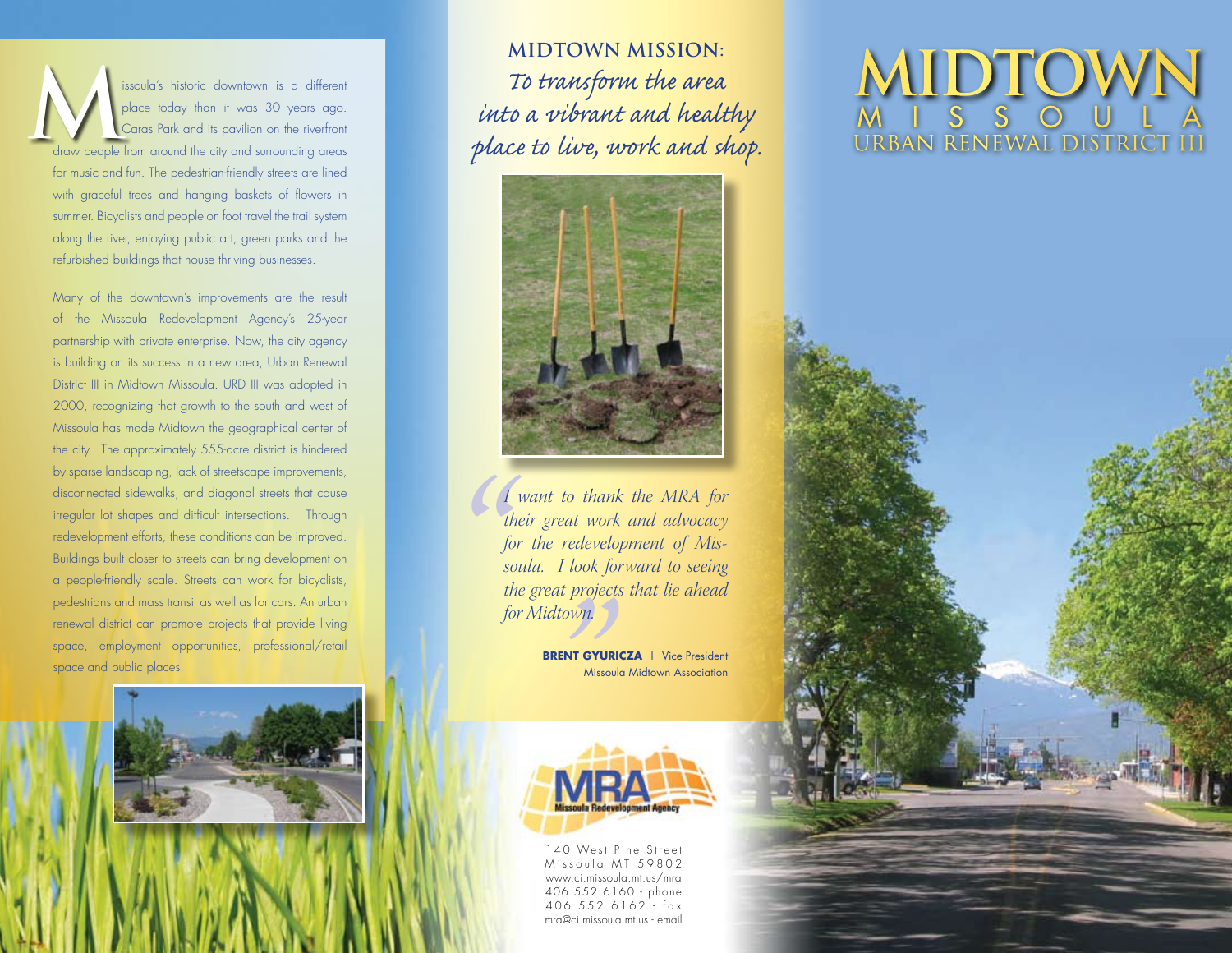# MIDTOWN

## MISSOULA

## URBAN RENEWAL DISTRICT III

Missoula's historic downtown is a different place today than it was 30 years ago. Caras Park and its pavilion on the riverfront draw people from around the city and surrounding areas for music and fun. The pedestrian-friendly streets are lined with graceful trees and hanging baskets of flowers in summer. Bicyclists and people on foot travel the trail system along the river, enjoying public art, green parks and the refurbished buildings that house thriving businesses.

Many of the downtown's improvements are the result of the Missoula Redevelopment Agency's 25-year partnership with private enterprise. Now, the city agency is building on its success in a new area, Urban Renewal District III in Midtown Missoula. URD III was adopted in 2000, recognizing that growth to the south and west of Missoula has made Midtown the geographical center of the city. The approximately 555-acre district is hindered by sparse landscaping, lack of streetscape improvements, disconnected sidewalks, and diagonal streets that cause irregular lot shapes and difficult intersections. Through redevelopment efforts, these conditions can be improved. Buildings built closer to streets can bring development on a people-friendly scale. Streets can work for bicyclists, pedestrians and mass transit as well as for cars. An urban renewal district can promote projects that provide living space, employment opportunities, professional/retail space and public places.

## MIDTOWN MISSION:

*To transform the area into a vibrant and healthy place to live, work and shop.*

> *"I want to thank the MRA for their great work and advocacy for the redevelopment of Missoula. I look forward to seeing the great projects that lie ahead for Midtown."*
>
> **BRENT GYURICZA** | Vice President
> Missoula Midtown Association

MRA
Missoula Redevelopment Agency

140 West Pine Street
Missoula MT 59802
www.ci.missoula.mt.us/mra
406.552.6160 - phone
406.552.6162 - fax
mra@ci.missoula.mt.us - email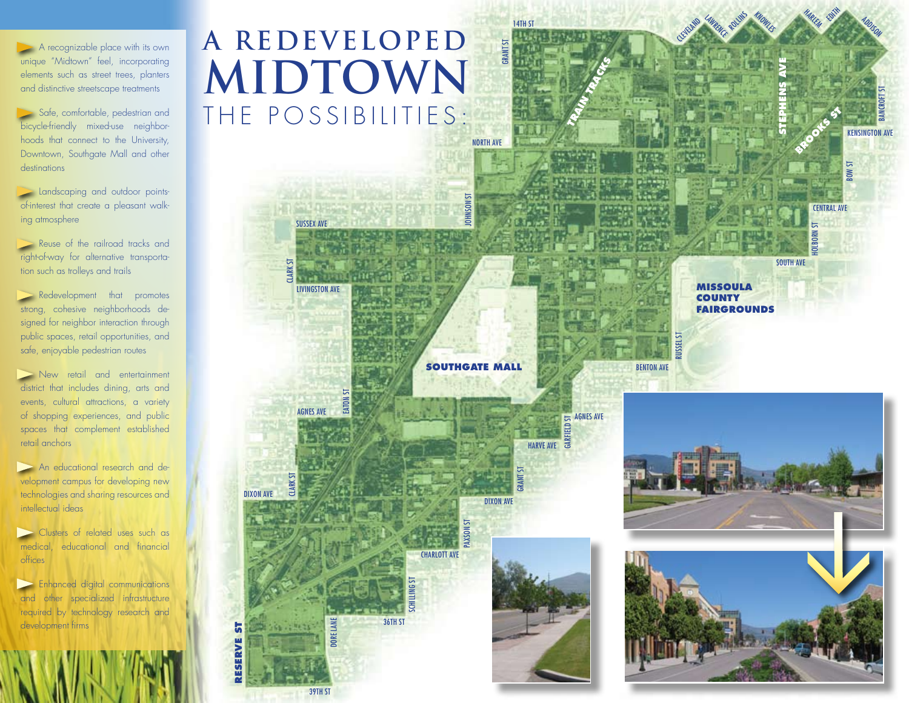# A REDEVELOPED MIDTOWN

## THE POSSIBILITIES:

- A recognizable place with its own unique "Midtown" feel, incorporating elements such as street trees, planters and distinctive streetscape treatments
- Safe, comfortable, pedestrian and bicycle-friendly mixed-use neighborhoods that connect to the University, Downtown, Southgate Mall and other destinations
- Landscaping and outdoor points-of-interest that create a pleasant walking atmosphere
- Reuse of the railroad tracks and right-of-way for alternative transportation such as trolleys and trails
- Redevelopment that promotes strong, cohesive neighborhoods designed for neighbor interaction through public spaces, retail opportunities, and safe, enjoyable pedestrian routes
- New retail and entertainment district that includes dining, arts and events, cultural attractions, a variety of shopping experiences, and public spaces that complement established retail anchors
- An educational research and development campus for developing new technologies and sharing resources and intellectual ideas
- Clusters of related uses such as medical, educational and financial offices
- Enhanced digital communications and other specialized infrastructure required by technology research and development firms

14TH ST
GRANT ST
TRAIN TRACKS
CLEVELAND
LAWRENCE
ROLLINS
KNOWLES
HARLEM
EDITH
ADDISON
STEPHENS AVE
BROOKS ST
BANCROFT ST
KENSINGTON AVE
NORTH AVE
BOW ST
JOHNSON ST
CENTRAL AVE
HOLBORN ST
SOUTH AVE
SUSSEX AVE
CLARK ST
LIVINGSTON AVE
MISSOULA COUNTY FAIRGROUNDS
RUSSEL ST
SOUTHGATE MALL
BENTON AVE
EATON ST
AGNES AVE
GARFIELD ST
AGNES AVE
HARVE AVE
GRANT ST
CLARK ST
DIXON AVE
DIXON AVE
PAXSON ST
CHARLOTT AVE
SCHILLING ST
36TH ST
DORE LANE
RESERVE ST
39TH ST